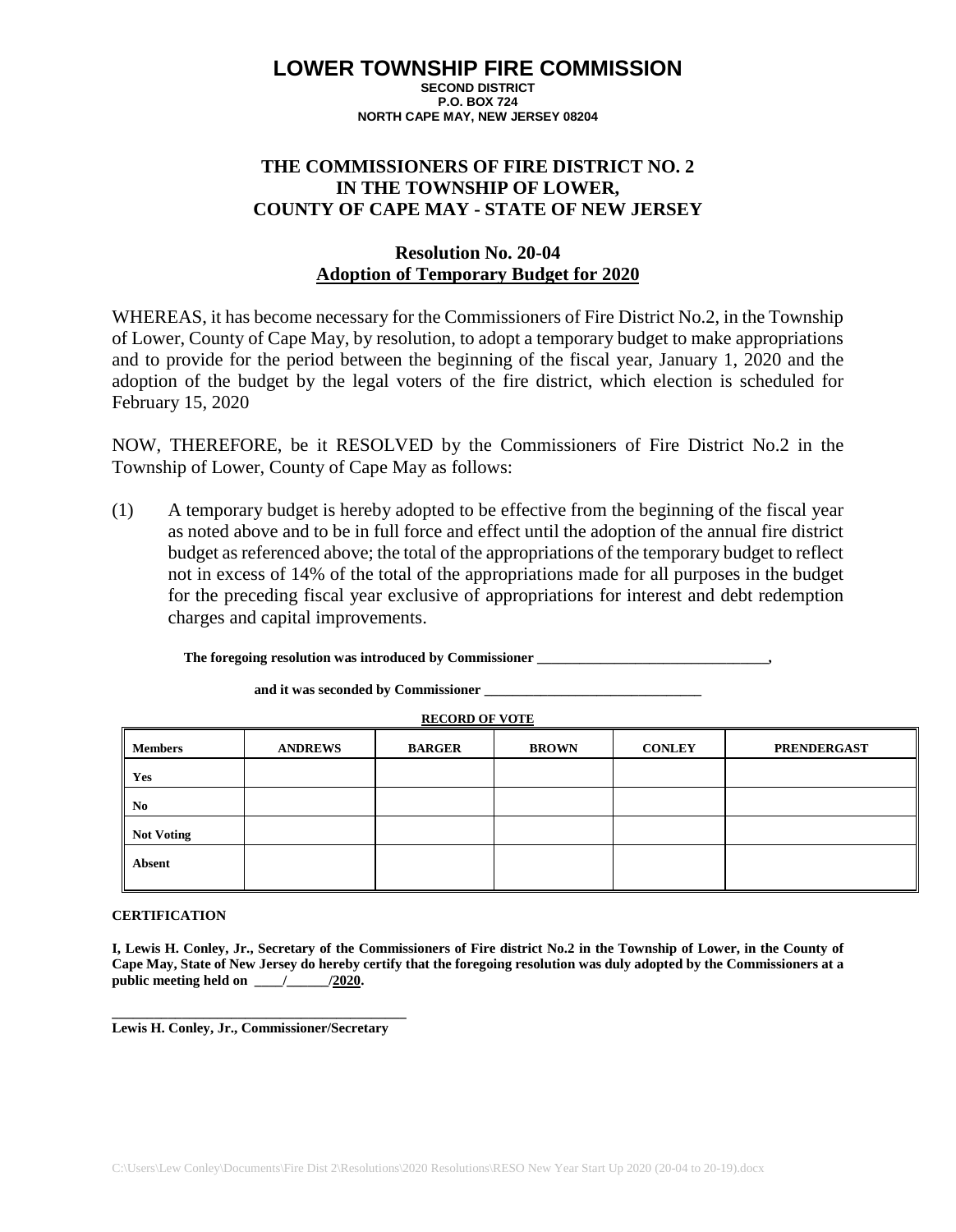# LOWER TOWNSHIP FIRE COMMISSION

**SECOND DISTRICT**
**P.O. BOX 724**
**NORTH CAPE MAY, NEW JERSEY 08204**

## THE COMMISSIONERS OF FIRE DISTRICT NO. 2 IN THE TOWNSHIP OF LOWER, COUNTY OF CAPE MAY - STATE OF NEW JERSEY

### Resolution No. 20-04
### Adoption of Temporary Budget for 2020

WHEREAS, it has become necessary for the Commissioners of Fire District No.2, in the Township of Lower, County of Cape May, by resolution, to adopt a temporary budget to make appropriations and to provide for the period between the beginning of the fiscal year, January 1, 2020 and the adoption of the budget by the legal voters of the fire district, which election is scheduled for February 15, 2020

NOW, THEREFORE, be it RESOLVED by the Commissioners of Fire District No.2 in the Township of Lower, County of Cape May as follows:

(1) A temporary budget is hereby adopted to be effective from the beginning of the fiscal year as noted above and to be in full force and effect until the adoption of the annual fire district budget as referenced above; the total of the appropriations of the temporary budget to reflect not in excess of 14% of the total of the appropriations made for all purposes in the budget for the preceding fiscal year exclusive of appropriations for interest and debt redemption charges and capital improvements.

**The foregoing resolution was introduced by Commissioner _________________________________,**

**and it was seconded by Commissioner _______________________________**

**RECORD OF VOTE**

| Members | ANDREWS | BARGER | BROWN | CONLEY | PRENDERGAST |
|---|---|---|---|---|---|
| Yes | | | | | |
| No | | | | | |
| Not Voting | | | | | |
| Absent | | | | | |

**CERTIFICATION**

**I, Lewis H. Conley, Jr., Secretary of the Commissioners of Fire district No.2 in the Township of Lower, in the County of Cape May, State of New Jersey do hereby certify that the foregoing resolution was duly adopted by the Commissioners at a public meeting held on ____/______/2020.**

**_________________________________________**
**Lewis H. Conley, Jr., Commissioner/Secretary**

C:\Users\Lew Conley\Documents\Fire Dist 2\Resolutions\2020 Resolutions\RESO New Year Start Up 2020 (20-04 to 20-19).docx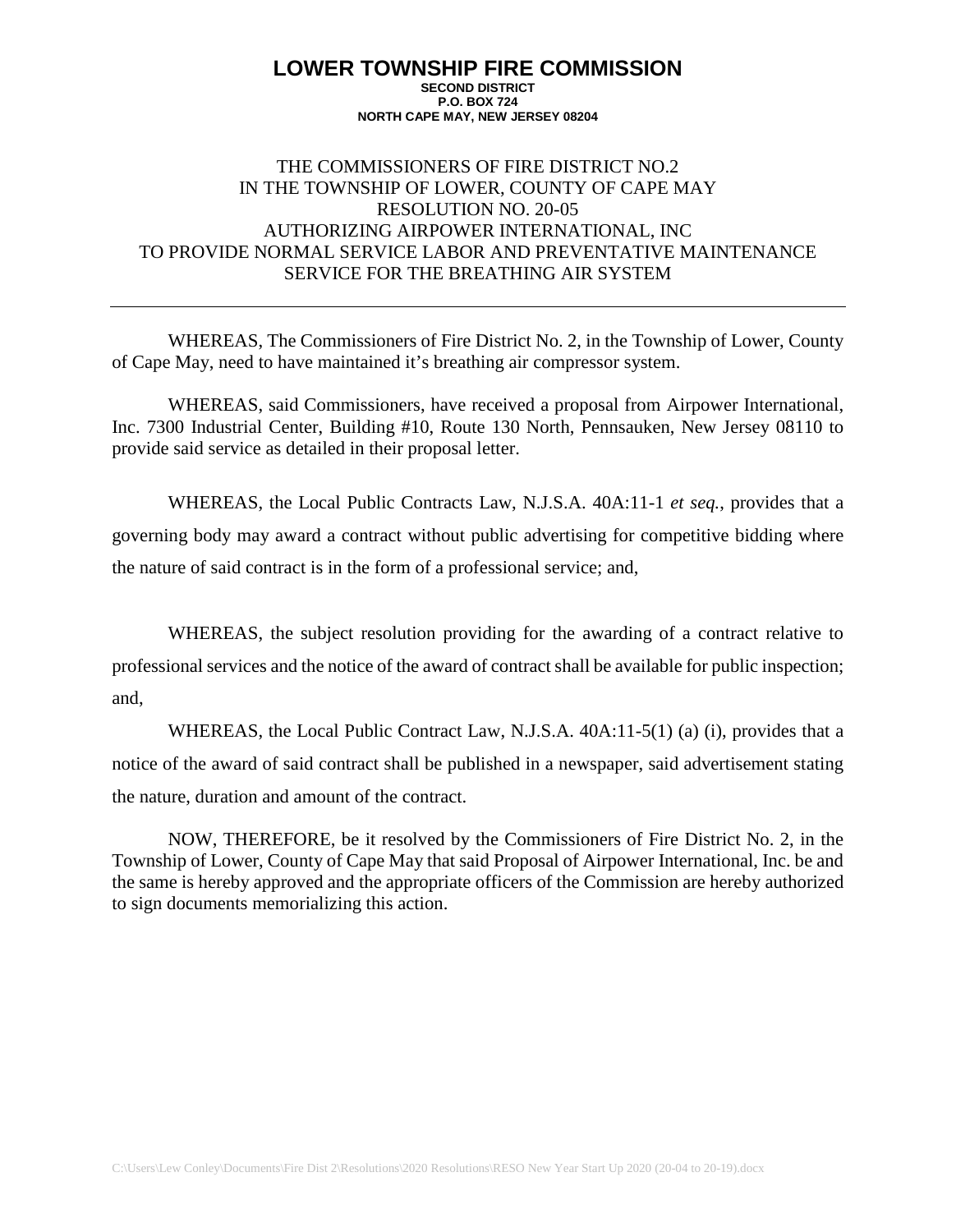# LOWER TOWNSHIP FIRE COMMISSION

**SECOND DISTRICT**
**P.O. BOX 724**
**NORTH CAPE MAY, NEW JERSEY 08204**

THE COMMISSIONERS OF FIRE DISTRICT NO.2
IN THE TOWNSHIP OF LOWER, COUNTY OF CAPE MAY
RESOLUTION NO. 20-05
AUTHORIZING AIRPOWER INTERNATIONAL, INC
TO PROVIDE NORMAL SERVICE LABOR AND PREVENTATIVE MAINTENANCE SERVICE FOR THE BREATHING AIR SYSTEM

---

WHEREAS, The Commissioners of Fire District No. 2, in the Township of Lower, County of Cape May, need to have maintained it's breathing air compressor system.

WHEREAS, said Commissioners, have received a proposal from Airpower International, Inc. 7300 Industrial Center, Building #10, Route 130 North, Pennsauken, New Jersey 08110 to provide said service as detailed in their proposal letter.

WHEREAS, the Local Public Contracts Law, N.J.S.A. 40A:11-1 *et seq.*, provides that a governing body may award a contract without public advertising for competitive bidding where the nature of said contract is in the form of a professional service; and,

WHEREAS, the subject resolution providing for the awarding of a contract relative to professional services and the notice of the award of contract shall be available for public inspection; and,

WHEREAS, the Local Public Contract Law, N.J.S.A. 40A:11-5(1) (a) (i), provides that a notice of the award of said contract shall be published in a newspaper, said advertisement stating the nature, duration and amount of the contract.

NOW, THEREFORE, be it resolved by the Commissioners of Fire District No. 2, in the Township of Lower, County of Cape May that said Proposal of Airpower International, Inc. be and the same is hereby approved and the appropriate officers of the Commission are hereby authorized to sign documents memorializing this action.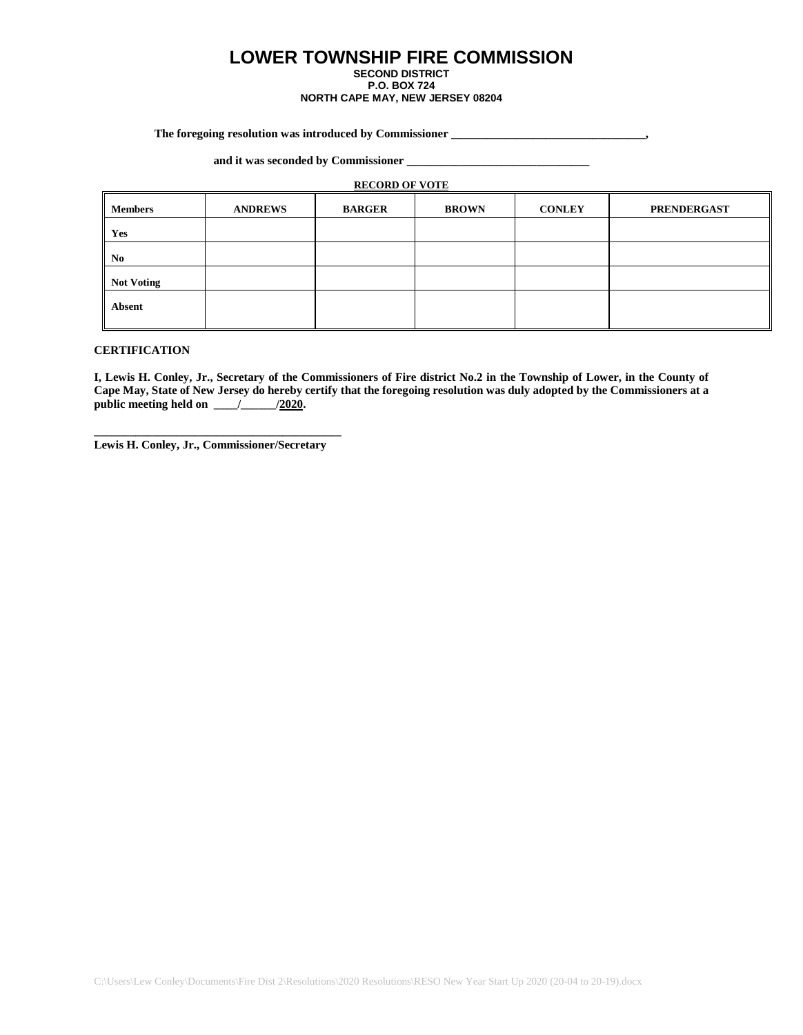# LOWER TOWNSHIP FIRE COMMISSION

**SECOND DISTRICT**
**P.O. BOX 724**
**NORTH CAPE MAY, NEW JERSEY 08204**

**The foregoing resolution was introduced by Commissioner _________________________________,**

**and it was seconded by Commissioner _______________________________**

**RECORD OF VOTE**

| Members | ANDREWS | BARGER | BROWN | CONLEY | PRENDERGAST |
|---|---|---|---|---|---|
| Yes | | | | | |
| No | | | | | |
| Not Voting | | | | | |
| Absent | | | | | |

**CERTIFICATION**

**I, Lewis H. Conley, Jr., Secretary of the Commissioners of Fire district No.2 in the Township of Lower, in the County of Cape May, State of New Jersey do hereby certify that the foregoing resolution was duly adopted by the Commissioners at a public meeting held on ____/______/2020.**

**__________________________________________**
**Lewis H. Conley, Jr., Commissioner/Secretary**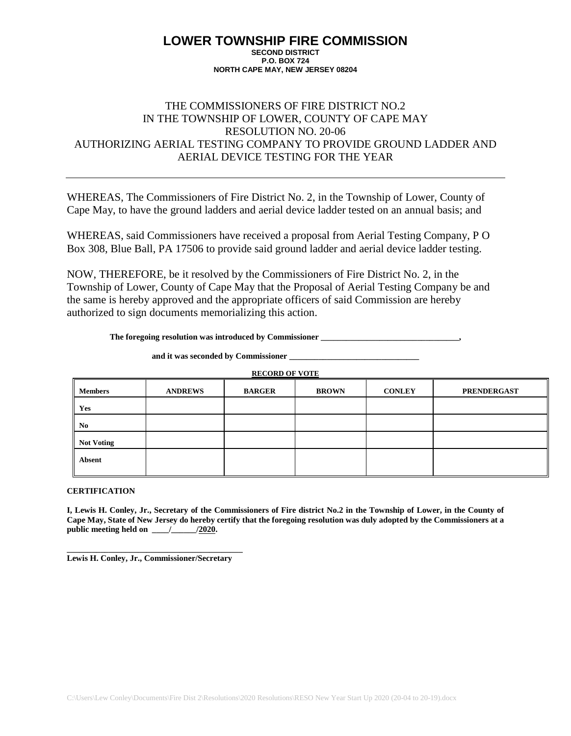# LOWER TOWNSHIP FIRE COMMISSION

**SECOND DISTRICT**
**P.O. BOX 724**
**NORTH CAPE MAY, NEW JERSEY 08204**

THE COMMISSIONERS OF FIRE DISTRICT NO.2
IN THE TOWNSHIP OF LOWER, COUNTY OF CAPE MAY
RESOLUTION NO. 20-06
AUTHORIZING AERIAL TESTING COMPANY TO PROVIDE GROUND LADDER AND AERIAL DEVICE TESTING FOR THE YEAR

---

WHEREAS, The Commissioners of Fire District No. 2, in the Township of Lower, County of Cape May, to have the ground ladders and aerial device ladder tested on an annual basis; and

WHEREAS, said Commissioners have received a proposal from Aerial Testing Company, P O Box 308, Blue Ball, PA 17506 to provide said ground ladder and aerial device ladder testing.

NOW, THEREFORE, be it resolved by the Commissioners of Fire District No. 2, in the Township of Lower, County of Cape May that the Proposal of Aerial Testing Company be and the same is hereby approved and the appropriate officers of said Commission are hereby authorized to sign documents memorializing this action.

**The foregoing resolution was introduced by Commissioner ________________________________,**

**and it was seconded by Commissioner _______________________________**

**RECORD OF VOTE**

| Members | ANDREWS | BARGER | BROWN | CONLEY | PRENDERGAST |
|---|---|---|---|---|---|
| Yes | | | | | |
| No | | | | | |
| Not Voting | | | | | |
| Absent | | | | | |

**CERTIFICATION**

**I, Lewis H. Conley, Jr., Secretary of the Commissioners of Fire district No.2 in the Township of Lower, in the County of Cape May, State of New Jersey do hereby certify that the foregoing resolution was duly adopted by the Commissioners at a public meeting held on ____/______/2020.**

**__________________________________________**
**Lewis H. Conley, Jr., Commissioner/Secretary**

C:\Users\Lew Conley\Documents\Fire Dist 2\Resolutions\2020 Resolutions\RESO New Year Start Up 2020 (20-04 to 20-19).docx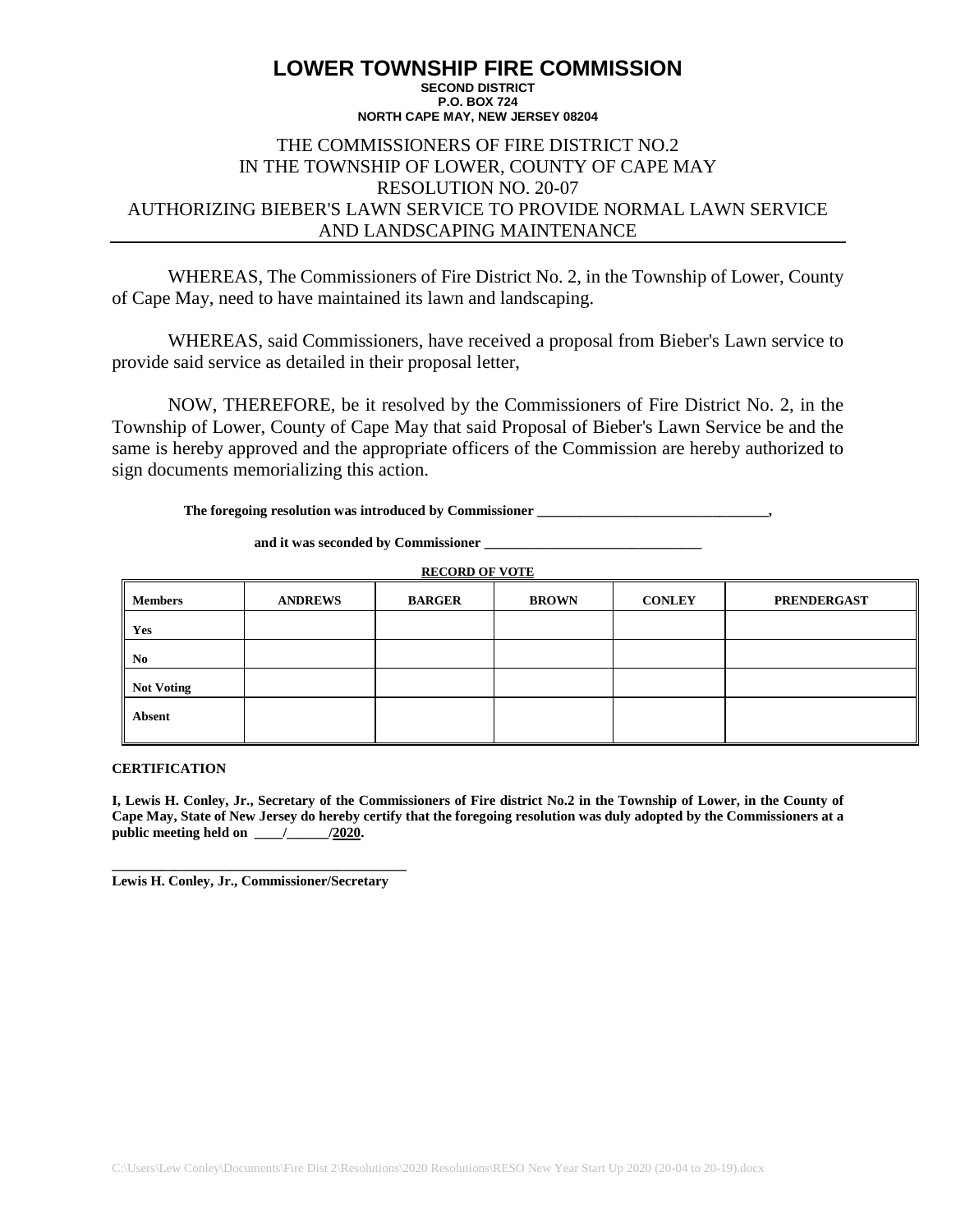# LOWER TOWNSHIP FIRE COMMISSION

**SECOND DISTRICT**
**P.O. BOX 724**
**NORTH CAPE MAY, NEW JERSEY 08204**

THE COMMISSIONERS OF FIRE DISTRICT NO.2
IN THE TOWNSHIP OF LOWER, COUNTY OF CAPE MAY
RESOLUTION NO. 20-07
AUTHORIZING BIEBER'S LAWN SERVICE TO PROVIDE NORMAL LAWN SERVICE AND LANDSCAPING MAINTENANCE

WHEREAS, The Commissioners of Fire District No. 2, in the Township of Lower, County of Cape May, need to have maintained its lawn and landscaping.

WHEREAS, said Commissioners, have received a proposal from Bieber's Lawn service to provide said service as detailed in their proposal letter,

NOW, THEREFORE, be it resolved by the Commissioners of Fire District No. 2, in the Township of Lower, County of Cape May that said Proposal of Bieber's Lawn Service be and the same is hereby approved and the appropriate officers of the Commission are hereby authorized to sign documents memorializing this action.

**The foregoing resolution was introduced by Commissioner ________________________________,**

**and it was seconded by Commissioner ______________________________**

**RECORD OF VOTE**

| Members | ANDREWS | BARGER | BROWN | CONLEY | PRENDERGAST |
|---|---|---|---|---|---|
| Yes | | | | | |
| No | | | | | |
| Not Voting | | | | | |
| Absent | | | | | |

**CERTIFICATION**

**I, Lewis H. Conley, Jr., Secretary of the Commissioners of Fire district No.2 in the Township of Lower, in the County of Cape May, State of New Jersey do hereby certify that the foregoing resolution was duly adopted by the Commissioners at a public meeting held on ____/______/2020.**

**__________________________________________**
**Lewis H. Conley, Jr., Commissioner/Secretary**

C:\Users\Lew Conley\Documents\Fire Dist 2\Resolutions\2020 Resolutions\RESO New Year Start Up 2020 (20-04 to 20-19).docx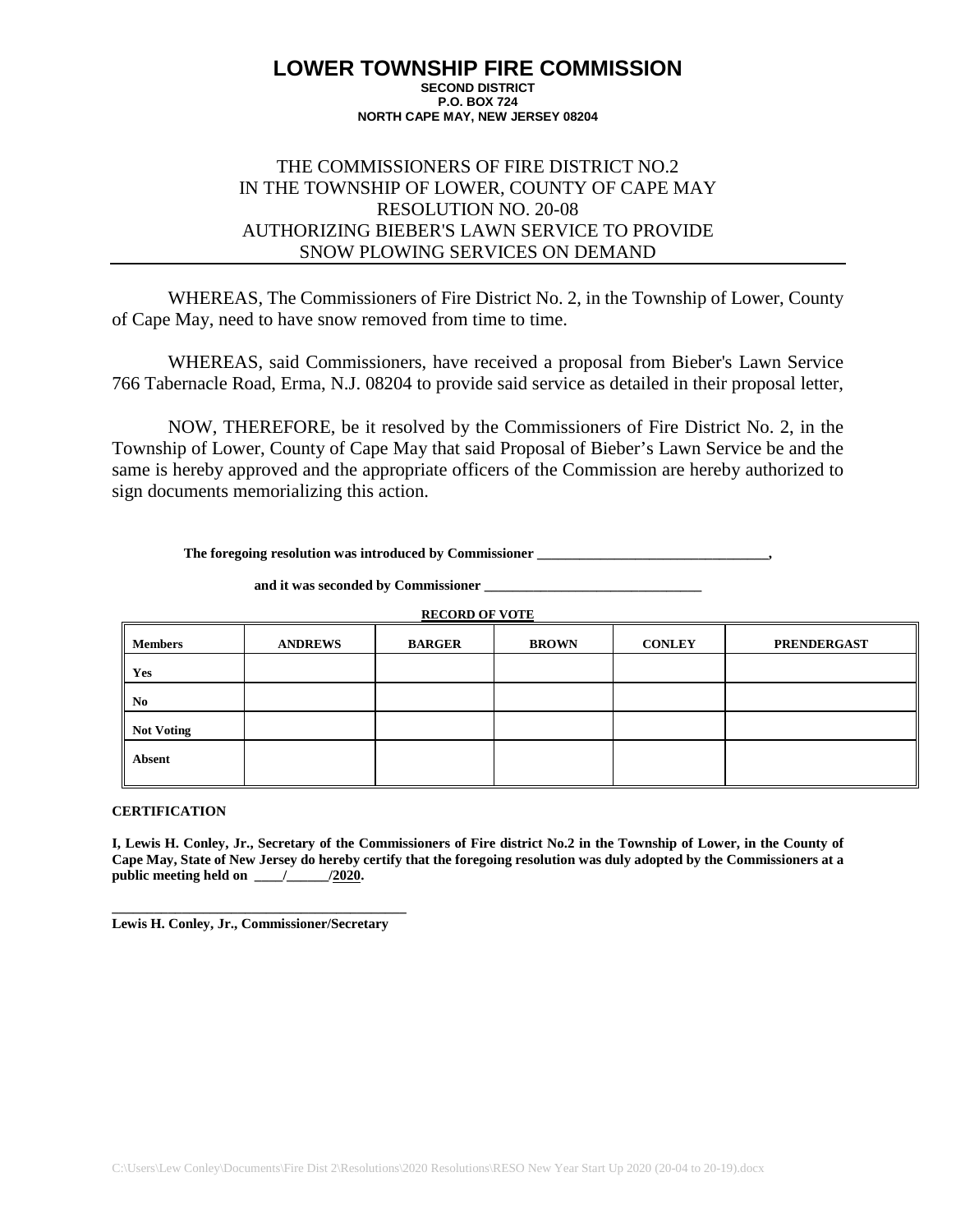# LOWER TOWNSHIP FIRE COMMISSION

**SECOND DISTRICT**
**P.O. BOX 724**
**NORTH CAPE MAY, NEW JERSEY 08204**

THE COMMISSIONERS OF FIRE DISTRICT NO.2
IN THE TOWNSHIP OF LOWER, COUNTY OF CAPE MAY
RESOLUTION NO. 20-08
AUTHORIZING BIEBER'S LAWN SERVICE TO PROVIDE
SNOW PLOWING SERVICES ON DEMAND

---

WHEREAS, The Commissioners of Fire District No. 2, in the Township of Lower, County of Cape May, need to have snow removed from time to time.

WHEREAS, said Commissioners, have received a proposal from Bieber's Lawn Service 766 Tabernacle Road, Erma, N.J. 08204 to provide said service as detailed in their proposal letter,

NOW, THEREFORE, be it resolved by the Commissioners of Fire District No. 2, in the Township of Lower, County of Cape May that said Proposal of Bieber's Lawn Service be and the same is hereby approved and the appropriate officers of the Commission are hereby authorized to sign documents memorializing this action.

**The foregoing resolution was introduced by Commissioner ________________________________,**

**and it was seconded by Commissioner ______________________________**

**RECORD OF VOTE**

| Members | ANDREWS | BARGER | BROWN | CONLEY | PRENDERGAST |
|---|---|---|---|---|---|
| Yes | | | | | |
| No | | | | | |
| Not Voting | | | | | |
| Absent | | | | | |

**CERTIFICATION**

**I, Lewis H. Conley, Jr., Secretary of the Commissioners of Fire district No.2 in the Township of Lower, in the County of Cape May, State of New Jersey do hereby certify that the foregoing resolution was duly adopted by the Commissioners at a public meeting held on ____/______/2020.**

**__________________________________________**
**Lewis H. Conley, Jr., Commissioner/Secretary**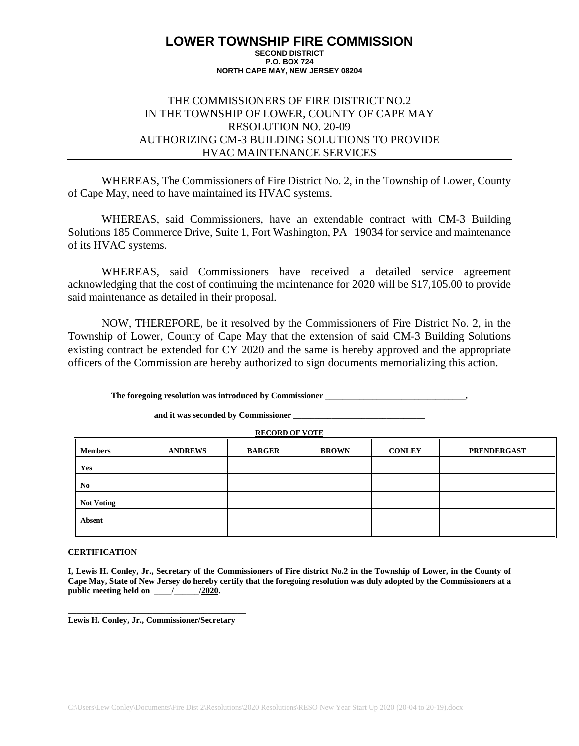# LOWER TOWNSHIP FIRE COMMISSION

**SECOND DISTRICT**
**P.O. BOX 724**
**NORTH CAPE MAY, NEW JERSEY 08204**

THE COMMISSIONERS OF FIRE DISTRICT NO.2
IN THE TOWNSHIP OF LOWER, COUNTY OF CAPE MAY
RESOLUTION NO. 20-09
AUTHORIZING CM-3 BUILDING SOLUTIONS TO PROVIDE
HVAC MAINTENANCE SERVICES

WHEREAS, The Commissioners of Fire District No. 2, in the Township of Lower, County of Cape May, need to have maintained its HVAC systems.

WHEREAS, said Commissioners, have an extendable contract with CM-3 Building Solutions 185 Commerce Drive, Suite 1, Fort Washington, PA 19034 for service and maintenance of its HVAC systems.

WHEREAS, said Commissioners have received a detailed service agreement acknowledging that the cost of continuing the maintenance for 2020 will be $17,105.00 to provide said maintenance as detailed in their proposal.

NOW, THEREFORE, be it resolved by the Commissioners of Fire District No. 2, in the Township of Lower, County of Cape May that the extension of said CM-3 Building Solutions existing contract be extended for CY 2020 and the same is hereby approved and the appropriate officers of the Commission are hereby authorized to sign documents memorializing this action.

**The foregoing resolution was introduced by Commissioner ________________________________,**

**and it was seconded by Commissioner ______________________________**

**RECORD OF VOTE**

| Members | ANDREWS | BARGER | BROWN | CONLEY | PRENDERGAST |
|---|---|---|---|---|---|
| Yes | | | | | |
| No | | | | | |
| Not Voting | | | | | |
| Absent | | | | | |

**CERTIFICATION**

**I, Lewis H. Conley, Jr., Secretary of the Commissioners of Fire district No.2 in the Township of Lower, in the County of Cape May, State of New Jersey do hereby certify that the foregoing resolution was duly adopted by the Commissioners at a public meeting held on ____/______/2020.**

**_________________________________________**
**Lewis H. Conley, Jr., Commissioner/Secretary**

C:\Users\Lew Conley\Documents\Fire Dist 2\Resolutions\2020 Resolutions\RESO New Year Start Up 2020 (20-04 to 20-19).docx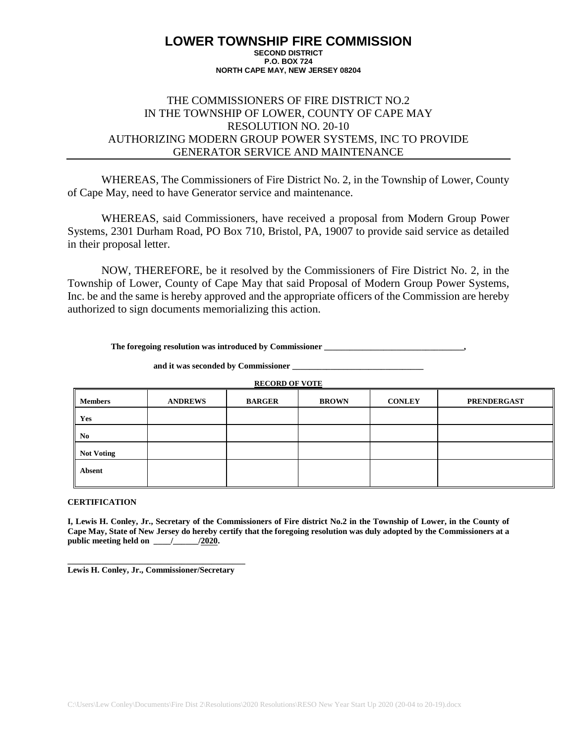# LOWER TOWNSHIP FIRE COMMISSION

**SECOND DISTRICT**
**P.O. BOX 724**
**NORTH CAPE MAY, NEW JERSEY 08204**

THE COMMISSIONERS OF FIRE DISTRICT NO.2
IN THE TOWNSHIP OF LOWER, COUNTY OF CAPE MAY
RESOLUTION NO. 20-10
AUTHORIZING MODERN GROUP POWER SYSTEMS, INC TO PROVIDE GENERATOR SERVICE AND MAINTENANCE

---

WHEREAS, The Commissioners of Fire District No. 2, in the Township of Lower, County of Cape May, need to have Generator service and maintenance.

WHEREAS, said Commissioners, have received a proposal from Modern Group Power Systems, 2301 Durham Road, PO Box 710, Bristol, PA, 19007 to provide said service as detailed in their proposal letter.

NOW, THEREFORE, be it resolved by the Commissioners of Fire District No. 2, in the Township of Lower, County of Cape May that said Proposal of Modern Group Power Systems, Inc. be and the same is hereby approved and the appropriate officers of the Commission are hereby authorized to sign documents memorializing this action.

**The foregoing resolution was introduced by Commissioner ________________________________,**

**and it was seconded by Commissioner ______________________________**

**RECORD OF VOTE**

| Members | ANDREWS | BARGER | BROWN | CONLEY | PRENDERGAST |
|---|---|---|---|---|---|
| Yes | | | | | |
| No | | | | | |
| Not Voting | | | | | |
| Absent | | | | | |

**CERTIFICATION**

**I, Lewis H. Conley, Jr., Secretary of the Commissioners of Fire district No.2 in the Township of Lower, in the County of Cape May, State of New Jersey do hereby certify that the foregoing resolution was duly adopted by the Commissioners at a public meeting held on ____/______/2020.**

**_________________________________________**
**Lewis H. Conley, Jr., Commissioner/Secretary**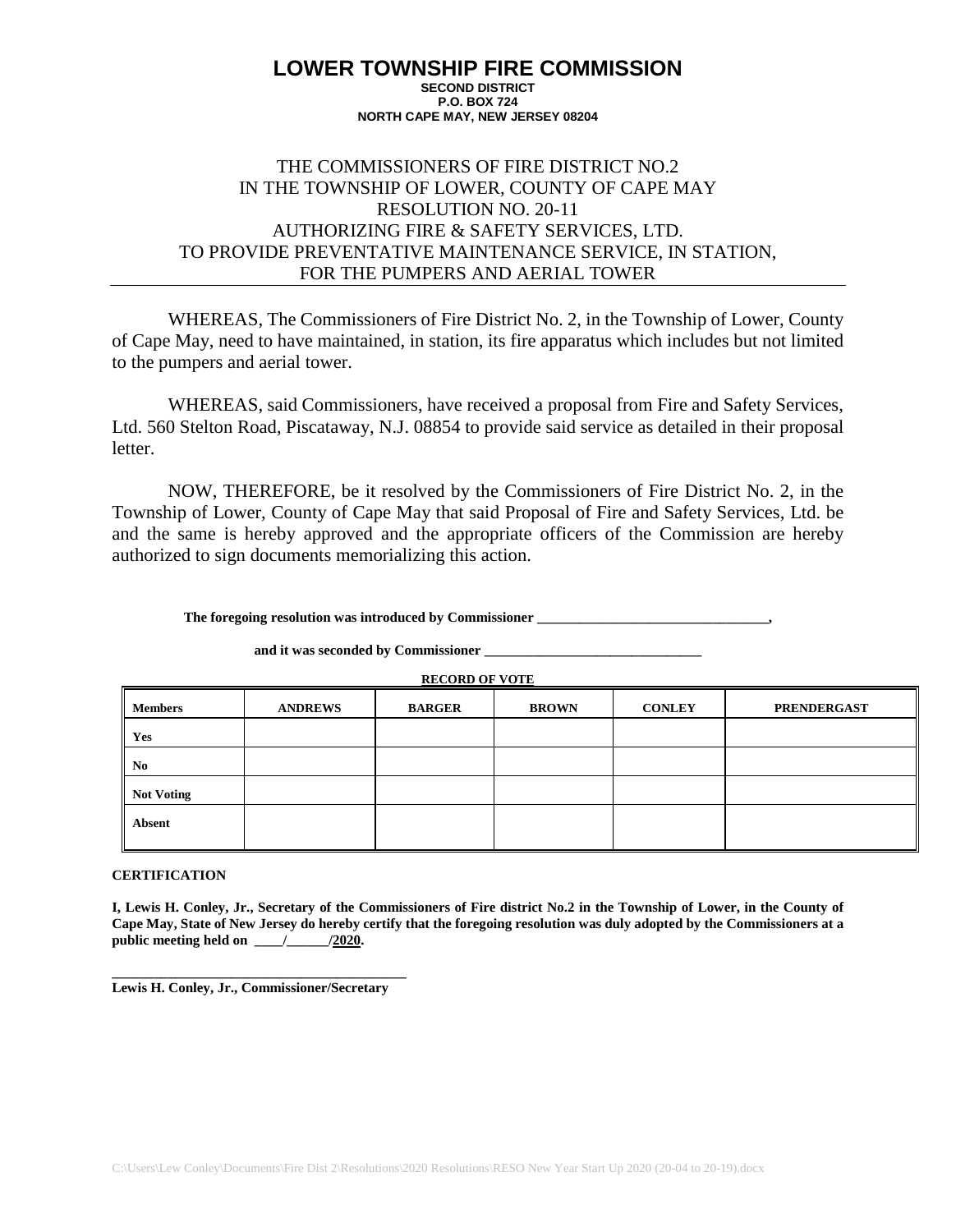# LOWER TOWNSHIP FIRE COMMISSION

**SECOND DISTRICT**
**P.O. BOX 724**
**NORTH CAPE MAY, NEW JERSEY 08204**

THE COMMISSIONERS OF FIRE DISTRICT NO.2
IN THE TOWNSHIP OF LOWER, COUNTY OF CAPE MAY
RESOLUTION NO. 20-11
AUTHORIZING FIRE & SAFETY SERVICES, LTD.
TO PROVIDE PREVENTATIVE MAINTENANCE SERVICE, IN STATION,
FOR THE PUMPERS AND AERIAL TOWER

---

WHEREAS, The Commissioners of Fire District No. 2, in the Township of Lower, County of Cape May, need to have maintained, in station, its fire apparatus which includes but not limited to the pumpers and aerial tower.

WHEREAS, said Commissioners, have received a proposal from Fire and Safety Services, Ltd. 560 Stelton Road, Piscataway, N.J. 08854 to provide said service as detailed in their proposal letter.

NOW, THEREFORE, be it resolved by the Commissioners of Fire District No. 2, in the Township of Lower, County of Cape May that said Proposal of Fire and Safety Services, Ltd. be and the same is hereby approved and the appropriate officers of the Commission are hereby authorized to sign documents memorializing this action.

**The foregoing resolution was introduced by Commissioner \_\_\_\_\_\_\_\_\_\_\_\_\_\_\_\_\_\_\_\_\_\_\_\_\_\_\_\_\_\_\_\_,**

**and it was seconded by Commissioner \_\_\_\_\_\_\_\_\_\_\_\_\_\_\_\_\_\_\_\_\_\_\_\_\_\_\_\_\_\_\_**

**RECORD OF VOTE**

| Members | ANDREWS | BARGER | BROWN | CONLEY | PRENDERGAST |
|---|---|---|---|---|---|
| Yes | | | | | |
| No | | | | | |
| Not Voting | | | | | |
| Absent | | | | | |

**CERTIFICATION**

**I, Lewis H. Conley, Jr., Secretary of the Commissioners of Fire district No.2 in the Township of Lower, in the County of Cape May, State of New Jersey do hereby certify that the foregoing resolution was duly adopted by the Commissioners at a public meeting held on \_\_\_\_/\_\_\_\_\_\_/2020.**

\_\_\_\_\_\_\_\_\_\_\_\_\_\_\_\_\_\_\_\_\_\_\_\_\_\_\_\_\_\_\_\_\_\_\_\_\_\_\_\_\_\_
**Lewis H. Conley, Jr., Commissioner/Secretary**

C:\Users\Lew Conley\Documents\Fire Dist 2\Resolutions\2020 Resolutions\RESO New Year Start Up 2020 (20-04 to 20-19).docx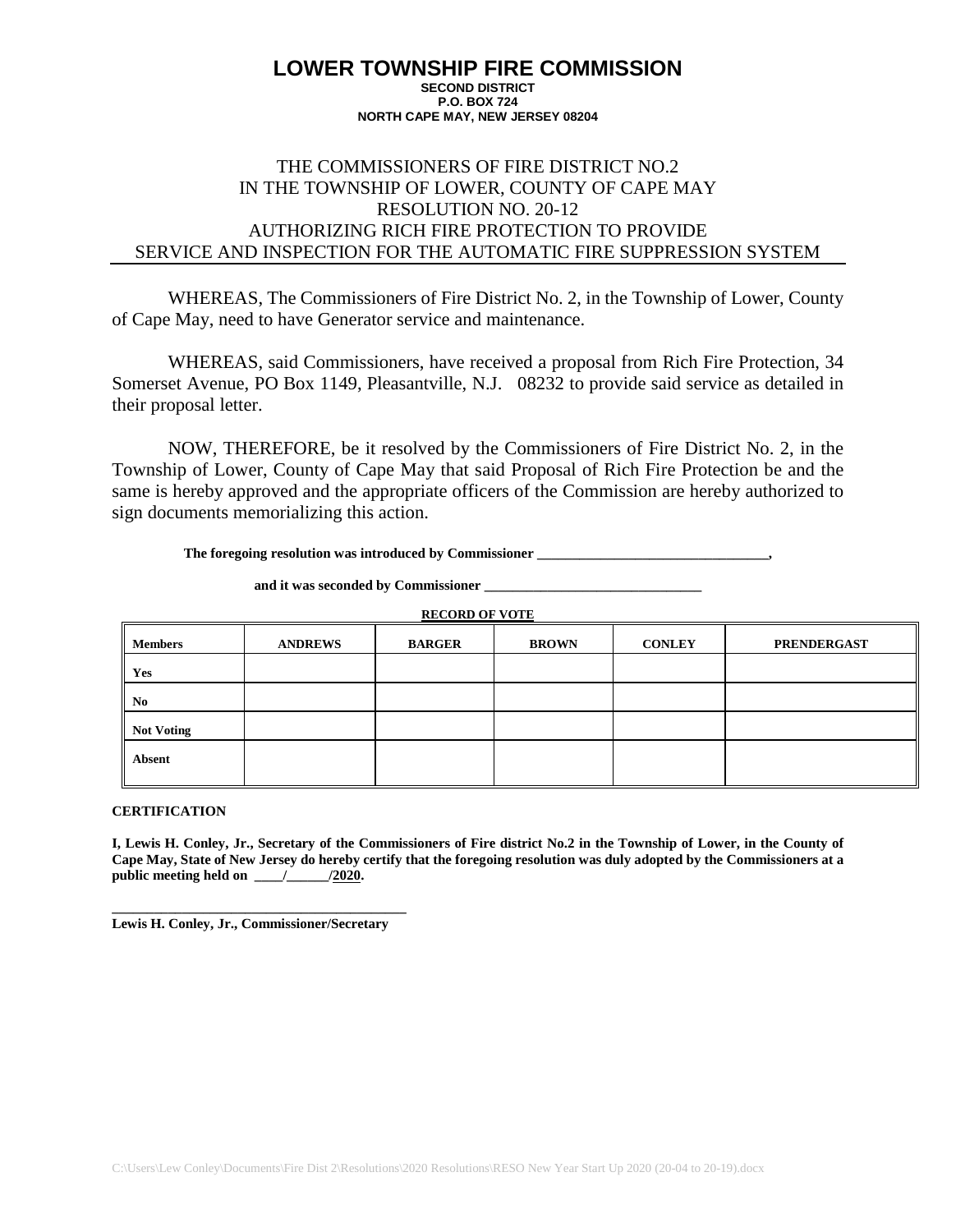# LOWER TOWNSHIP FIRE COMMISSION

**SECOND DISTRICT**
**P.O. BOX 724**
**NORTH CAPE MAY, NEW JERSEY 08204**

THE COMMISSIONERS OF FIRE DISTRICT NO.2
IN THE TOWNSHIP OF LOWER, COUNTY OF CAPE MAY
RESOLUTION NO. 20-12
AUTHORIZING RICH FIRE PROTECTION TO PROVIDE
SERVICE AND INSPECTION FOR THE AUTOMATIC FIRE SUPPRESSION SYSTEM

WHEREAS, The Commissioners of Fire District No. 2, in the Township of Lower, County of Cape May, need to have Generator service and maintenance.

WHEREAS, said Commissioners, have received a proposal from Rich Fire Protection, 34 Somerset Avenue, PO Box 1149, Pleasantville, N.J. 08232 to provide said service as detailed in their proposal letter.

NOW, THEREFORE, be it resolved by the Commissioners of Fire District No. 2, in the Township of Lower, County of Cape May that said Proposal of Rich Fire Protection be and the same is hereby approved and the appropriate officers of the Commission are hereby authorized to sign documents memorializing this action.

**The foregoing resolution was introduced by Commissioner ________________________________,**

**and it was seconded by Commissioner ______________________________**

**RECORD OF VOTE**

| Members | ANDREWS | BARGER | BROWN | CONLEY | PRENDERGAST |
|---|---|---|---|---|---|
| Yes | | | | | |
| No | | | | | |
| Not Voting | | | | | |
| Absent | | | | | |

**CERTIFICATION**

**I, Lewis H. Conley, Jr., Secretary of the Commissioners of Fire district No.2 in the Township of Lower, in the County of Cape May, State of New Jersey do hereby certify that the foregoing resolution was duly adopted by the Commissioners at a public meeting held on ____/______/2020.**

**_________________________________________**
**Lewis H. Conley, Jr., Commissioner/Secretary**

C:\Users\Lew Conley\Documents\Fire Dist 2\Resolutions\2020 Resolutions\RESO New Year Start Up 2020 (20-04 to 20-19).docx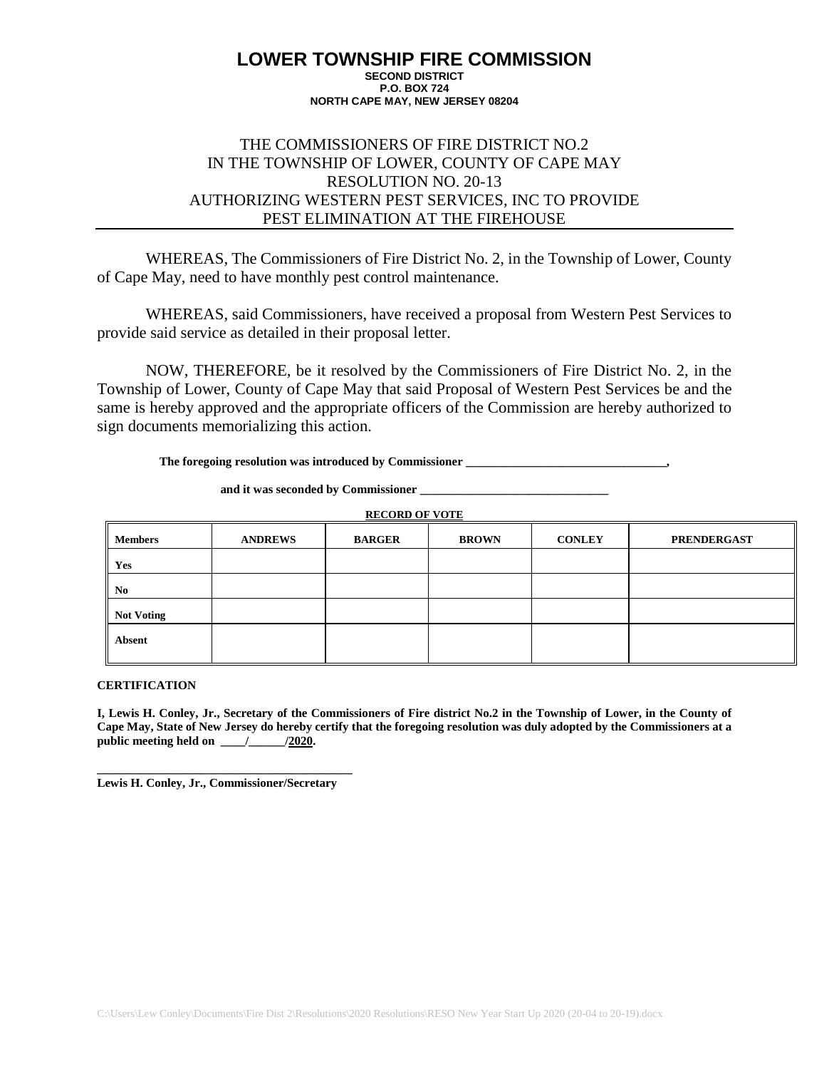# LOWER TOWNSHIP FIRE COMMISSION

**SECOND DISTRICT**
**P.O. BOX 724**
**NORTH CAPE MAY, NEW JERSEY 08204**

## THE COMMISSIONERS OF FIRE DISTRICT NO.2 IN THE TOWNSHIP OF LOWER, COUNTY OF CAPE MAY RESOLUTION NO. 20-13 AUTHORIZING WESTERN PEST SERVICES, INC TO PROVIDE PEST ELIMINATION AT THE FIREHOUSE

WHEREAS, The Commissioners of Fire District No. 2, in the Township of Lower, County of Cape May, need to have monthly pest control maintenance.

WHEREAS, said Commissioners, have received a proposal from Western Pest Services to provide said service as detailed in their proposal letter.

NOW, THEREFORE, be it resolved by the Commissioners of Fire District No. 2, in the Township of Lower, County of Cape May that said Proposal of Western Pest Services be and the same is hereby approved and the appropriate officers of the Commission are hereby authorized to sign documents memorializing this action.

**The foregoing resolution was introduced by Commissioner ________________________________,**

**and it was seconded by Commissioner ______________________________**

**RECORD OF VOTE**

| Members | ANDREWS | BARGER | BROWN | CONLEY | PRENDERGAST |
|---|---|---|---|---|---|
| Yes | | | | | |
| No | | | | | |
| Not Voting | | | | | |
| Absent | | | | | |

**CERTIFICATION**

**I, Lewis H. Conley, Jr., Secretary of the Commissioners of Fire district No.2 in the Township of Lower, in the County of Cape May, State of New Jersey do hereby certify that the foregoing resolution was duly adopted by the Commissioners at a public meeting held on ____/______/2020.**

**__________________________________________**
**Lewis H. Conley, Jr., Commissioner/Secretary**

C:\Users\Lew Conley\Documents\Fire Dist 2\Resolutions\2020 Resolutions\RESO New Year Start Up 2020 (20-04 to 20-19).docx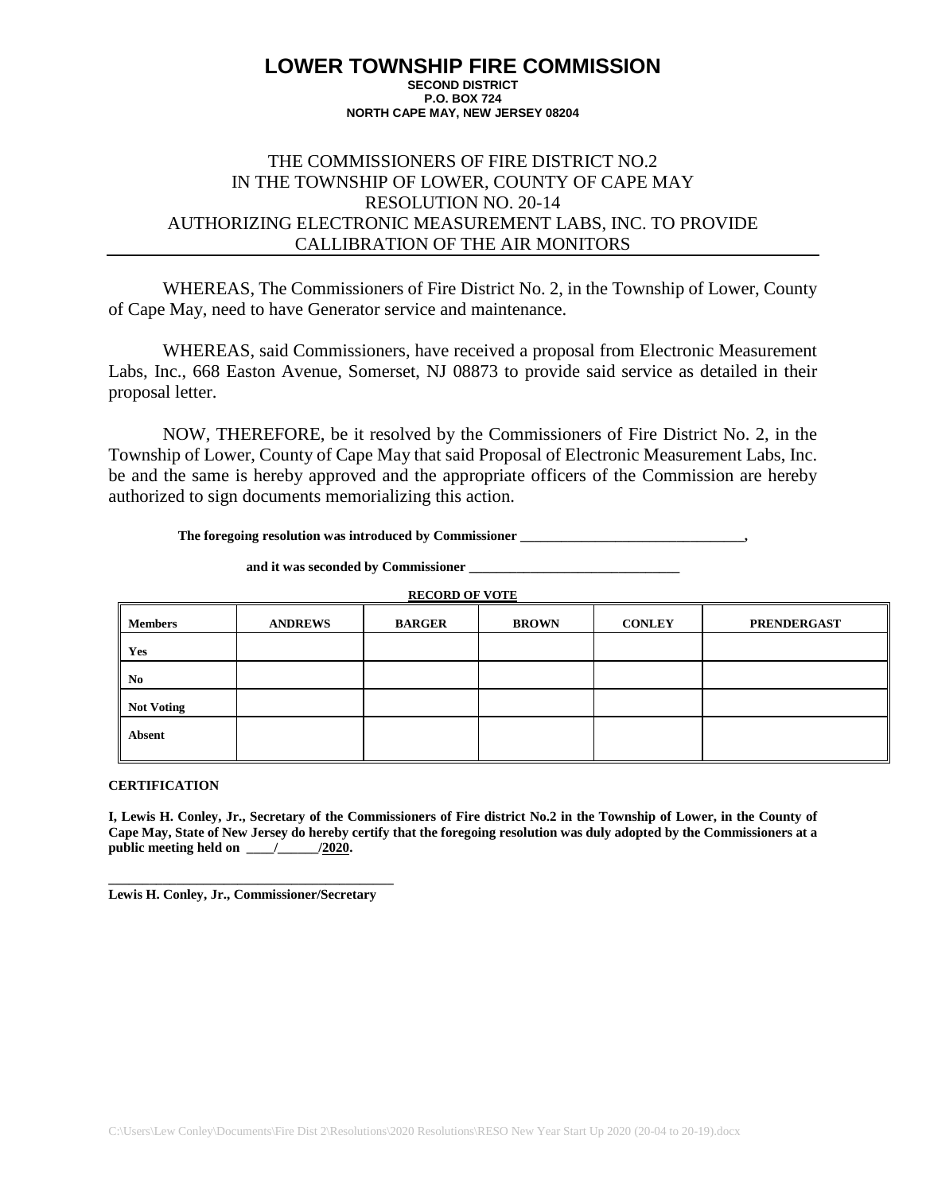# LOWER TOWNSHIP FIRE COMMISSION

**SECOND DISTRICT**
**P.O. BOX 724**
**NORTH CAPE MAY, NEW JERSEY 08204**

THE COMMISSIONERS OF FIRE DISTRICT NO.2
IN THE TOWNSHIP OF LOWER, COUNTY OF CAPE MAY
RESOLUTION NO. 20-14
AUTHORIZING ELECTRONIC MEASUREMENT LABS, INC. TO PROVIDE CALLIBRATION OF THE AIR MONITORS

WHEREAS, The Commissioners of Fire District No. 2, in the Township of Lower, County of Cape May, need to have Generator service and maintenance.

WHEREAS, said Commissioners, have received a proposal from Electronic Measurement Labs, Inc., 668 Easton Avenue, Somerset, NJ 08873 to provide said service as detailed in their proposal letter.

NOW, THEREFORE, be it resolved by the Commissioners of Fire District No. 2, in the Township of Lower, County of Cape May that said Proposal of Electronic Measurement Labs, Inc. be and the same is hereby approved and the appropriate officers of the Commission are hereby authorized to sign documents memorializing this action.

**The foregoing resolution was introduced by Commissioner ________________________________,**

**and it was seconded by Commissioner ______________________________**

**RECORD OF VOTE**

| Members | ANDREWS | BARGER | BROWN | CONLEY | PRENDERGAST |
|---|---|---|---|---|---|
| Yes | | | | | |
| No | | | | | |
| Not Voting | | | | | |
| Absent | | | | | |

**CERTIFICATION**

**I, Lewis H. Conley, Jr., Secretary of the Commissioners of Fire district No.2 in the Township of Lower, in the County of Cape May, State of New Jersey do hereby certify that the foregoing resolution was duly adopted by the Commissioners at a public meeting held on ____/______/2020.**

**__________________________________________**
**Lewis H. Conley, Jr., Commissioner/Secretary**

C:\Users\Lew Conley\Documents\Fire Dist 2\Resolutions\2020 Resolutions\RESO New Year Start Up 2020 (20-04 to 20-19).docx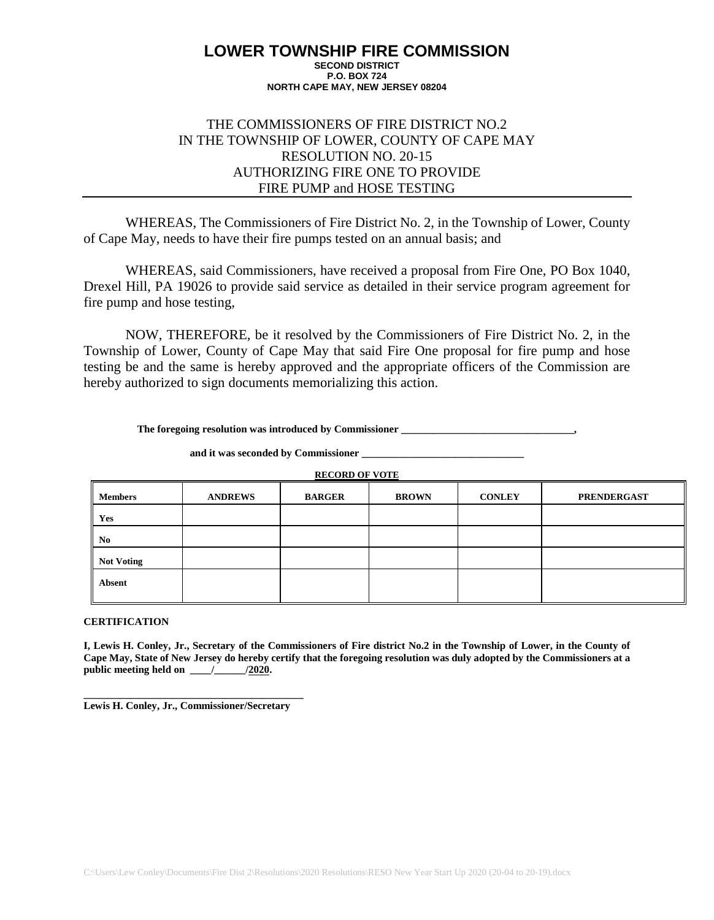# LOWER TOWNSHIP FIRE COMMISSION

**SECOND DISTRICT**
**P.O. BOX 724**
**NORTH CAPE MAY, NEW JERSEY 08204**

THE COMMISSIONERS OF FIRE DISTRICT NO.2
IN THE TOWNSHIP OF LOWER, COUNTY OF CAPE MAY
RESOLUTION NO. 20-15
AUTHORIZING FIRE ONE TO PROVIDE
FIRE PUMP and HOSE TESTING

---

WHEREAS, The Commissioners of Fire District No. 2, in the Township of Lower, County of Cape May, needs to have their fire pumps tested on an annual basis; and

WHEREAS, said Commissioners, have received a proposal from Fire One, PO Box 1040, Drexel Hill, PA 19026 to provide said service as detailed in their service program agreement for fire pump and hose testing,

NOW, THEREFORE, be it resolved by the Commissioners of Fire District No. 2, in the Township of Lower, County of Cape May that said Fire One proposal for fire pump and hose testing be and the same is hereby approved and the appropriate officers of the Commission are hereby authorized to sign documents memorializing this action.

**The foregoing resolution was introduced by Commissioner ________________________________,**

**and it was seconded by Commissioner ______________________________**

**RECORD OF VOTE**

| Members | ANDREWS | BARGER | BROWN | CONLEY | PRENDERGAST |
|---|---|---|---|---|---|
| Yes | | | | | |
| No | | | | | |
| Not Voting | | | | | |
| Absent | | | | | |

**CERTIFICATION**

**I, Lewis H. Conley, Jr., Secretary of the Commissioners of Fire district No.2 in the Township of Lower, in the County of Cape May, State of New Jersey do hereby certify that the foregoing resolution was duly adopted by the Commissioners at a public meeting held on ____/______/2020.**

**__________________________________________**
**Lewis H. Conley, Jr., Commissioner/Secretary**

C:\Users\Lew Conley\Documents\Fire Dist 2\Resolutions\2020 Resolutions\RESO New Year Start Up 2020 (20-04 to 20-19).docx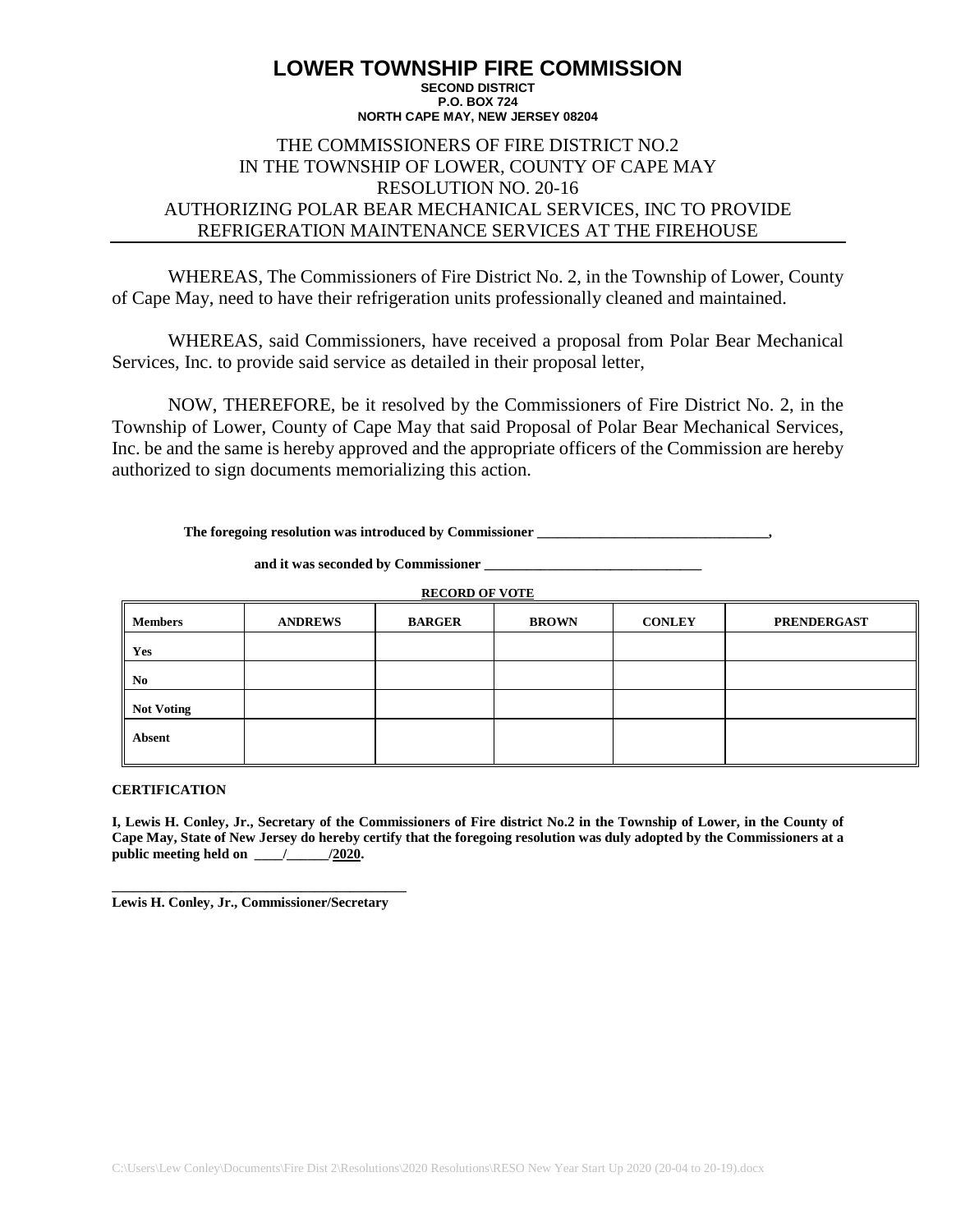# LOWER TOWNSHIP FIRE COMMISSION

**SECOND DISTRICT**
**P.O. BOX 724**
**NORTH CAPE MAY, NEW JERSEY 08204**

THE COMMISSIONERS OF FIRE DISTRICT NO.2
IN THE TOWNSHIP OF LOWER, COUNTY OF CAPE MAY
RESOLUTION NO. 20-16
AUTHORIZING POLAR BEAR MECHANICAL SERVICES, INC TO PROVIDE REFRIGERATION MAINTENANCE SERVICES AT THE FIREHOUSE

WHEREAS, The Commissioners of Fire District No. 2, in the Township of Lower, County of Cape May, need to have their refrigeration units professionally cleaned and maintained.

WHEREAS, said Commissioners, have received a proposal from Polar Bear Mechanical Services, Inc. to provide said service as detailed in their proposal letter,

NOW, THEREFORE, be it resolved by the Commissioners of Fire District No. 2, in the Township of Lower, County of Cape May that said Proposal of Polar Bear Mechanical Services, Inc. be and the same is hereby approved and the appropriate officers of the Commission are hereby authorized to sign documents memorializing this action.

**The foregoing resolution was introduced by Commissioner \_\_\_\_\_\_\_\_\_\_\_\_\_\_\_\_\_\_\_\_\_\_\_\_\_\_\_\_\_\_\_\_,**

**and it was seconded by Commissioner \_\_\_\_\_\_\_\_\_\_\_\_\_\_\_\_\_\_\_\_\_\_\_\_\_\_\_\_\_\_**

**RECORD OF VOTE**

| Members | ANDREWS | BARGER | BROWN | CONLEY | PRENDERGAST |
|---|---|---|---|---|---|
| Yes | | | | | |
| No | | | | | |
| Not Voting | | | | | |
| Absent | | | | | |

**CERTIFICATION**

**I, Lewis H. Conley, Jr., Secretary of the Commissioners of Fire district No.2 in the Township of Lower, in the County of Cape May, State of New Jersey do hereby certify that the foregoing resolution was duly adopted by the Commissioners at a public meeting held on \_\_\_\_/\_\_\_\_\_\_/2020.**

**\_\_\_\_\_\_\_\_\_\_\_\_\_\_\_\_\_\_\_\_\_\_\_\_\_\_\_\_\_\_\_\_\_\_\_\_\_\_\_\_\_\_**
**Lewis H. Conley, Jr., Commissioner/Secretary**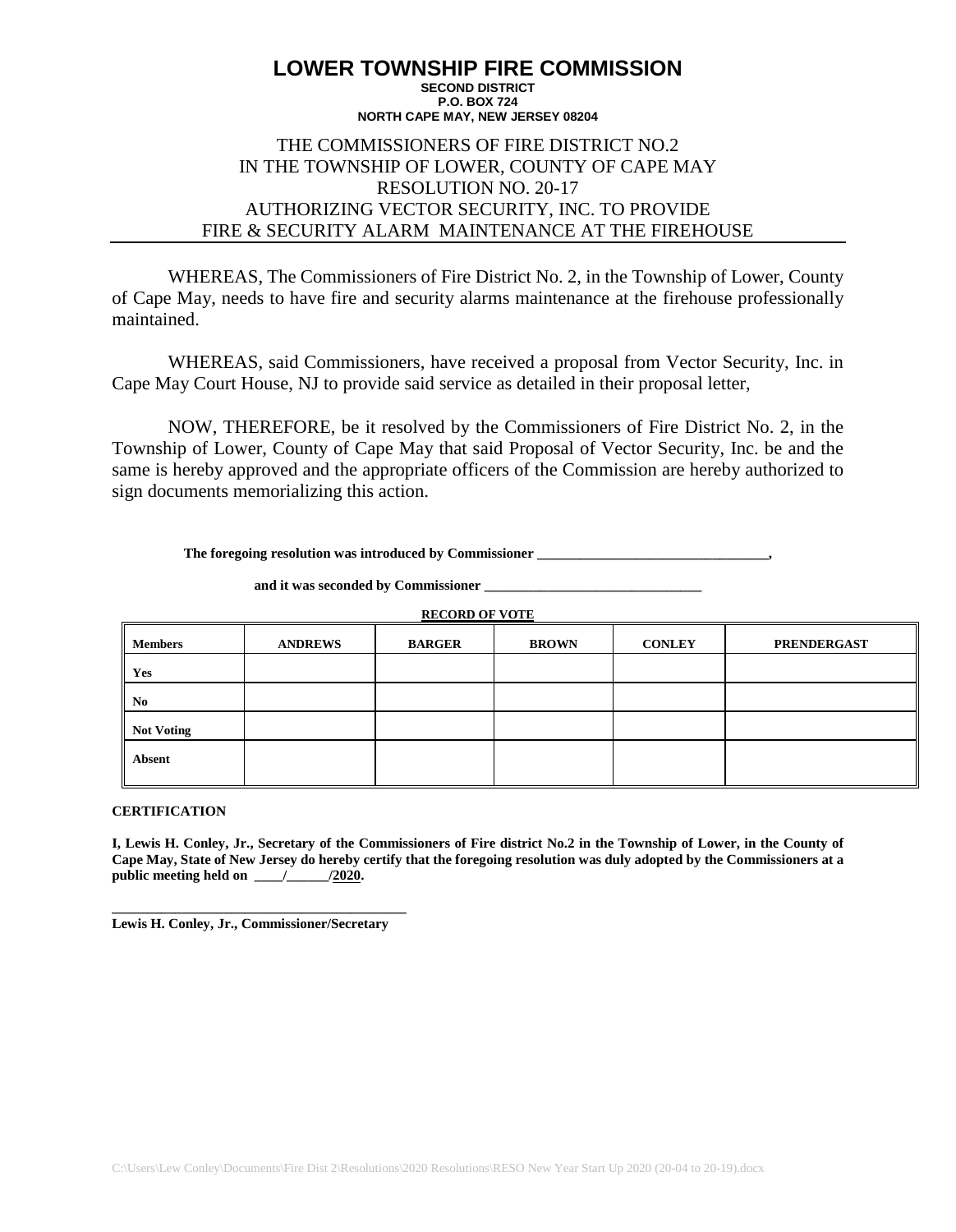# LOWER TOWNSHIP FIRE COMMISSION

**SECOND DISTRICT**
**P.O. BOX 724**
**NORTH CAPE MAY, NEW JERSEY 08204**

THE COMMISSIONERS OF FIRE DISTRICT NO.2
IN THE TOWNSHIP OF LOWER, COUNTY OF CAPE MAY
RESOLUTION NO. 20-17
AUTHORIZING VECTOR SECURITY, INC. TO PROVIDE
FIRE & SECURITY ALARM MAINTENANCE AT THE FIREHOUSE

---

WHEREAS, The Commissioners of Fire District No. 2, in the Township of Lower, County of Cape May, needs to have fire and security alarms maintenance at the firehouse professionally maintained.

WHEREAS, said Commissioners, have received a proposal from Vector Security, Inc. in Cape May Court House, NJ to provide said service as detailed in their proposal letter,

NOW, THEREFORE, be it resolved by the Commissioners of Fire District No. 2, in the Township of Lower, County of Cape May that said Proposal of Vector Security, Inc. be and the same is hereby approved and the appropriate officers of the Commission are hereby authorized to sign documents memorializing this action.

**The foregoing resolution was introduced by Commissioner \_\_\_\_\_\_\_\_\_\_\_\_\_\_\_\_\_\_\_\_\_\_\_\_\_\_\_\_\_\_\_\_,**

**and it was seconded by Commissioner \_\_\_\_\_\_\_\_\_\_\_\_\_\_\_\_\_\_\_\_\_\_\_\_\_\_\_\_\_\_\_**

**RECORD OF VOTE**

| Members | ANDREWS | BARGER | BROWN | CONLEY | PRENDERGAST |
|---|---|---|---|---|---|
| Yes | | | | | |
| No | | | | | |
| Not Voting | | | | | |
| Absent | | | | | |

**CERTIFICATION**

**I, Lewis H. Conley, Jr., Secretary of the Commissioners of Fire district No.2 in the Township of Lower, in the County of Cape May, State of New Jersey do hereby certify that the foregoing resolution was duly adopted by the Commissioners at a public meeting held on \_\_\_\_/\_\_\_\_\_\_/2020.**

\_\_\_\_\_\_\_\_\_\_\_\_\_\_\_\_\_\_\_\_\_\_\_\_\_\_\_\_\_\_\_\_\_\_\_\_\_\_\_\_\_\_
**Lewis H. Conley, Jr., Commissioner/Secretary**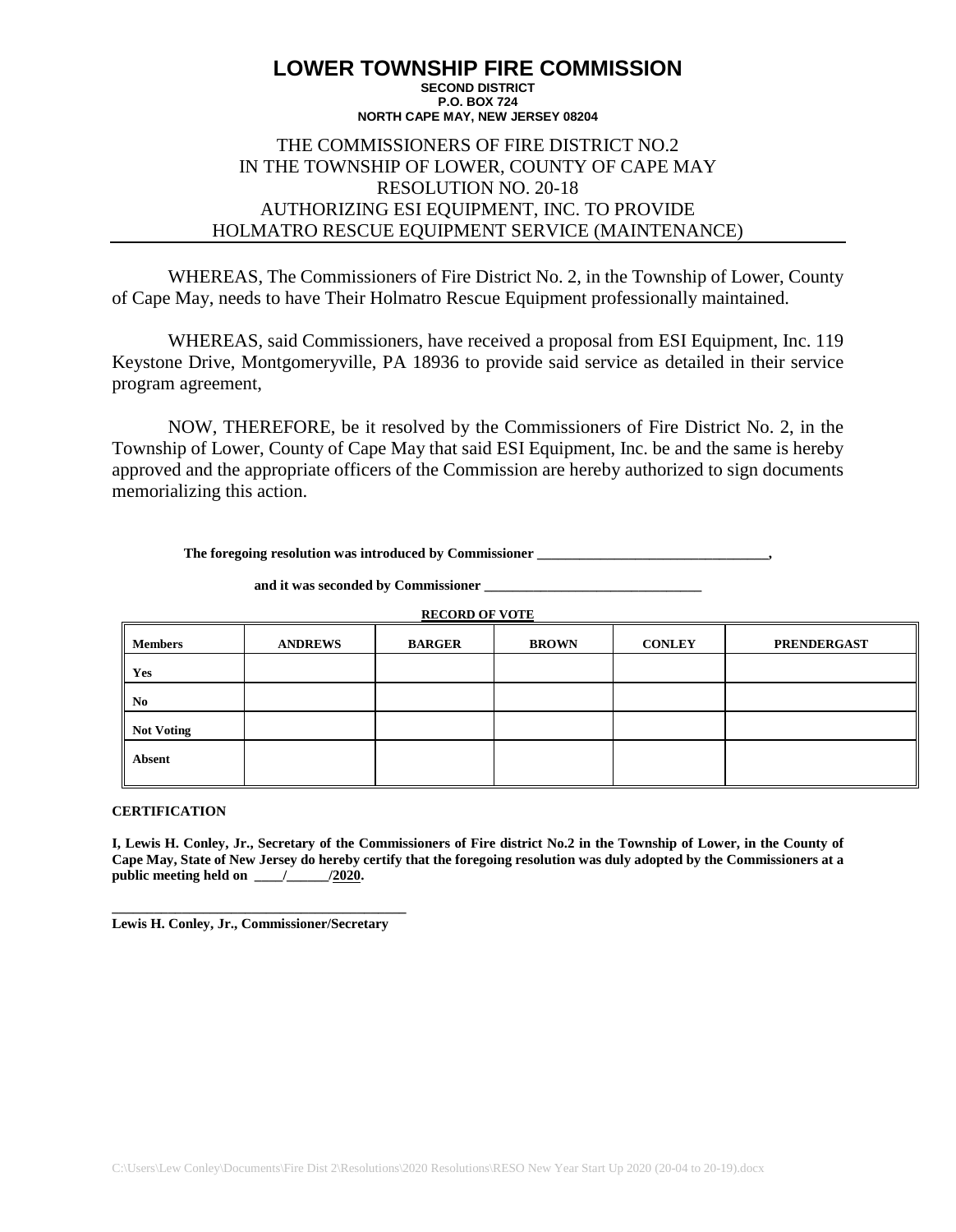# LOWER TOWNSHIP FIRE COMMISSION

**SECOND DISTRICT**
**P.O. BOX 724**
**NORTH CAPE MAY, NEW JERSEY 08204**

THE COMMISSIONERS OF FIRE DISTRICT NO.2
IN THE TOWNSHIP OF LOWER, COUNTY OF CAPE MAY
RESOLUTION NO. 20-18
AUTHORIZING ESI EQUIPMENT, INC. TO PROVIDE
HOLMATRO RESCUE EQUIPMENT SERVICE (MAINTENANCE)

WHEREAS, The Commissioners of Fire District No. 2, in the Township of Lower, County of Cape May, needs to have Their Holmatro Rescue Equipment professionally maintained.

WHEREAS, said Commissioners, have received a proposal from ESI Equipment, Inc. 119 Keystone Drive, Montgomeryville, PA 18936 to provide said service as detailed in their service program agreement,

NOW, THEREFORE, be it resolved by the Commissioners of Fire District No. 2, in the Township of Lower, County of Cape May that said ESI Equipment, Inc. be and the same is hereby approved and the appropriate officers of the Commission are hereby authorized to sign documents memorializing this action.

**The foregoing resolution was introduced by Commissioner ________________________________,**

**and it was seconded by Commissioner ______________________________**

**RECORD OF VOTE**

| Members | ANDREWS | BARGER | BROWN | CONLEY | PRENDERGAST |
|---|---|---|---|---|---|
| Yes | | | | | |
| No | | | | | |
| Not Voting | | | | | |
| Absent | | | | | |

**CERTIFICATION**

**I, Lewis H. Conley, Jr., Secretary of the Commissioners of Fire district No.2 in the Township of Lower, in the County of Cape May, State of New Jersey do hereby certify that the foregoing resolution was duly adopted by the Commissioners at a public meeting held on ____/______/2020.**

__________________________________________
**Lewis H. Conley, Jr., Commissioner/Secretary**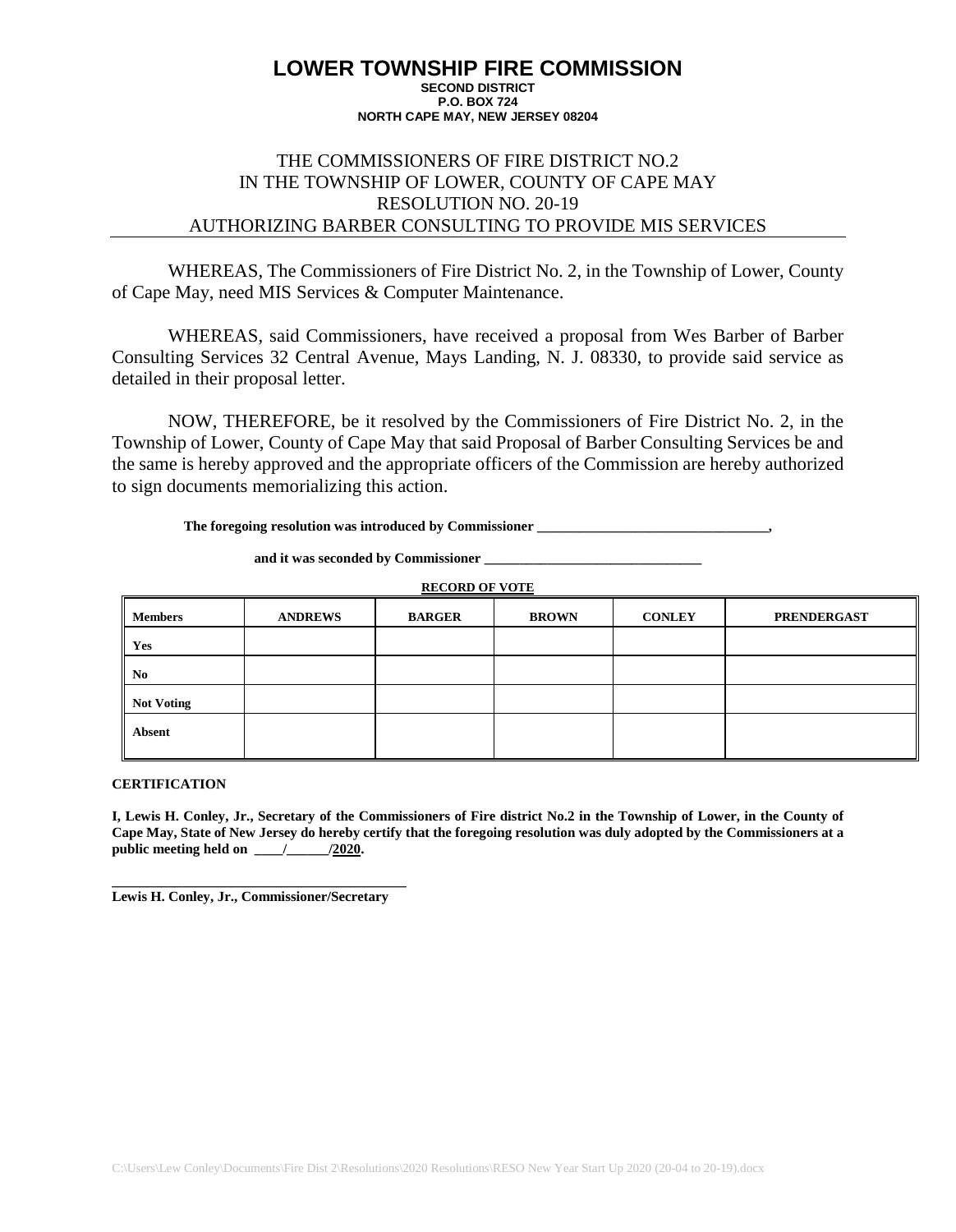# LOWER TOWNSHIP FIRE COMMISSION

**SECOND DISTRICT**
**P.O. BOX 724**
**NORTH CAPE MAY, NEW JERSEY 08204**

THE COMMISSIONERS OF FIRE DISTRICT NO.2
IN THE TOWNSHIP OF LOWER, COUNTY OF CAPE MAY
RESOLUTION NO. 20-19
AUTHORIZING BARBER CONSULTING TO PROVIDE MIS SERVICES

WHEREAS, The Commissioners of Fire District No. 2, in the Township of Lower, County of Cape May, need MIS Services & Computer Maintenance.

WHEREAS, said Commissioners, have received a proposal from Wes Barber of Barber Consulting Services 32 Central Avenue, Mays Landing, N. J. 08330, to provide said service as detailed in their proposal letter.

NOW, THEREFORE, be it resolved by the Commissioners of Fire District No. 2, in the Township of Lower, County of Cape May that said Proposal of Barber Consulting Services be and the same is hereby approved and the appropriate officers of the Commission are hereby authorized to sign documents memorializing this action.

**The foregoing resolution was introduced by Commissioner \_\_\_\_\_\_\_\_\_\_\_\_\_\_\_\_\_\_\_\_\_\_\_\_\_\_\_\_\_\_\_,**

**and it was seconded by Commissioner \_\_\_\_\_\_\_\_\_\_\_\_\_\_\_\_\_\_\_\_\_\_\_\_\_\_\_\_\_\_**

**RECORD OF VOTE**

| Members | ANDREWS | BARGER | BROWN | CONLEY | PRENDERGAST |
|---|---|---|---|---|---|
| Yes | | | | | |
| No | | | | | |
| Not Voting | | | | | |
| Absent | | | | | |

**CERTIFICATION**

**I, Lewis H. Conley, Jr., Secretary of the Commissioners of Fire district No.2 in the Township of Lower, in the County of Cape May, State of New Jersey do hereby certify that the foregoing resolution was duly adopted by the Commissioners at a public meeting held on \_\_\_\_/\_\_\_\_\_\_/2020.**

\_\_\_\_\_\_\_\_\_\_\_\_\_\_\_\_\_\_\_\_\_\_\_\_\_\_\_\_\_\_\_\_\_\_\_\_\_\_\_\_\_\_
**Lewis H. Conley, Jr., Commissioner/Secretary**

C:\Users\Lew Conley\Documents\Fire Dist 2\Resolutions\2020 Resolutions\RESO New Year Start Up 2020 (20-04 to 20-19).docx